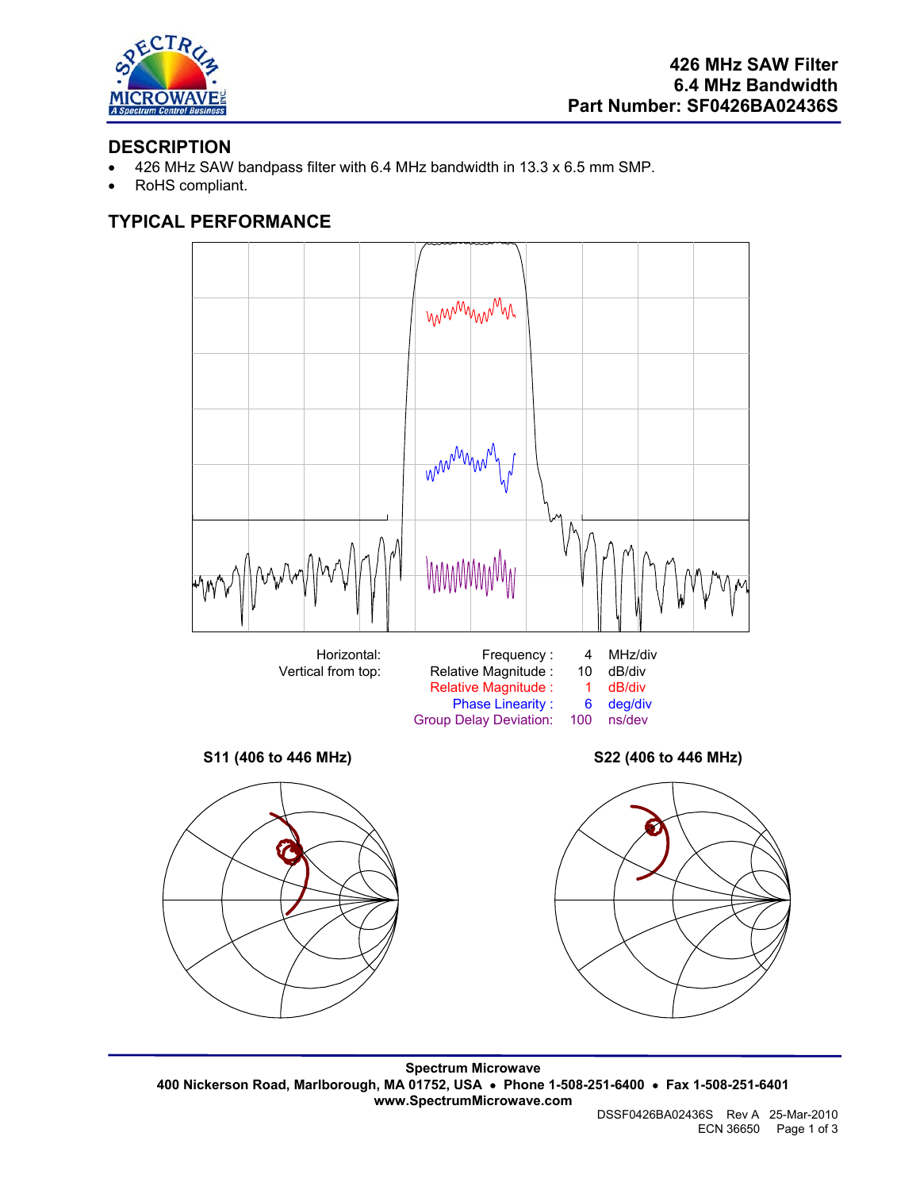**426 MHz SAW Filter**
**6.4 MHz Bandwidth**
**Part Number: SF0426BA02436S**

## DESCRIPTION

- 426 MHz SAW bandpass filter with 6.4 MHz bandwidth in 13.3 x 6.5 mm SMP.
- RoHS compliant.

## TYPICAL PERFORMANCE

| Horizontal: | Frequency : | 4 | MHz/div |
|---|---|---|---|
| Vertical from top: | Relative Magnitude : | 10 | dB/div |
| | Relative Magnitude : | 1 | dB/div |
| | Phase Linearity : | 6 | deg/div |
| | Group Delay Deviation: | 100 | ns/dev |

**S11 (406 to 446 MHz)**

**S22 (406 to 446 MHz)**

**Spectrum Microwave**
**400 Nickerson Road, Marlborough, MA 01752, USA • Phone 1-508-251-6400 • Fax 1-508-251-6401**
**www.SpectrumMicrowave.com**

DSSF0426BA02436S Rev A 25-Mar-2010
ECN 36650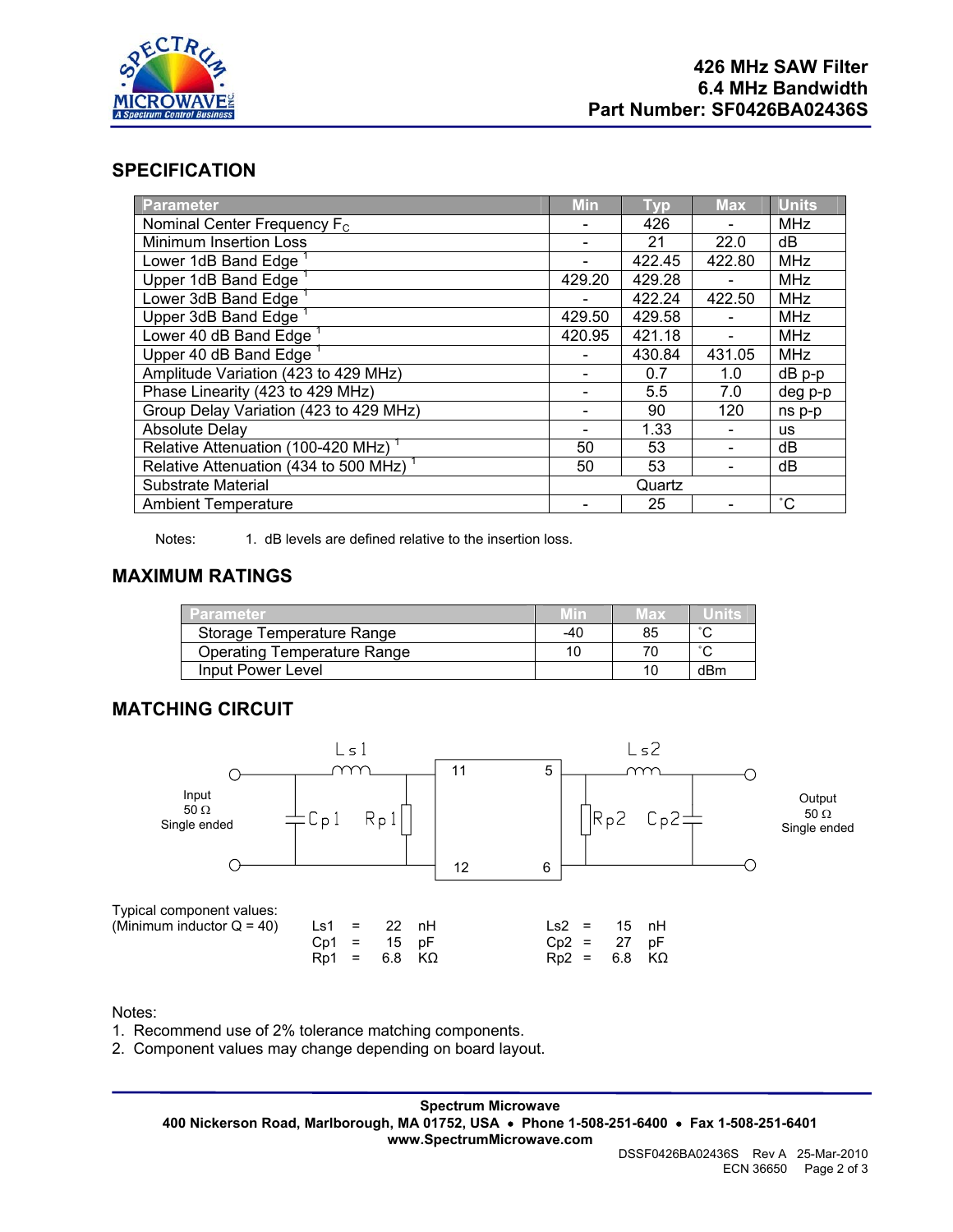**426 MHz SAW Filter**
**6.4 MHz Bandwidth**
**Part Number: SF0426BA02436S**

## SPECIFICATION

| Parameter | Min | Typ | Max | Units |
|---|---|---|---|---|
| Nominal Center Frequency $F_C$ | - | 426 | - | MHz |
| Minimum Insertion Loss | - | 21 | 22.0 | dB |
| Lower 1dB Band Edge [1] | - | 422.45 | 422.80 | MHz |
| Upper 1dB Band Edge [1] | 429.20 | 429.28 | - | MHz |
| Lower 3dB Band Edge [1] | - | 422.24 | 422.50 | MHz |
| Upper 3dB Band Edge [1] | 429.50 | 429.58 | - | MHz |
| Lower 40 dB Band Edge [1] | 420.95 | 421.18 | - | MHz |
| Upper 40 dB Band Edge [1] | - | 430.84 | 431.05 | MHz |
| Amplitude Variation (423 to 429 MHz) | - | 0.7 | 1.0 | dB p-p |
| Phase Linearity (423 to 429 MHz) | - | 5.5 | 7.0 | deg p-p |
| Group Delay Variation (423 to 429 MHz) | - | 90 | 120 | ns p-p |
| Absolute Delay | - | 1.33 | - | us |
| Relative Attenuation (100-420 MHz) [1] | 50 | 53 | - | dB |
| Relative Attenuation (434 to 500 MHz) [1] | 50 | 53 | - | dB |
| Substrate Material | | Quartz | | |
| Ambient Temperature | - | 25 | - | ˚C |

Notes: 1. dB levels are defined relative to the insertion loss.

## MAXIMUM RATINGS

| Parameter | Min | Max | Units |
|---|---|---|---|
| Storage Temperature Range | -40 | 85 | ˚C |
| Operating Temperature Range | 10 | 70 | ˚C |
| Input Power Level | | 10 | dBm |

## MATCHING CIRCUIT

Input 50 Ω Single ended — Ls1, Cp1, Rp1 — pins 11, 12 | pins 5, 6 — Rp2, Cp2, Ls2 — Output 50 Ω Single ended

Typical component values:
(Minimum inductor Q = 40)

| | | | | | | |
|---|---|---|---|---|---|---|
| Ls1 = | 22 | nH | | Ls2 = | 15 | nH |
| Cp1 = | 15 | pF | | Cp2 = | 27 | pF |
| Rp1 = | 6.8 | KΩ | | Rp2 = | 6.8 | KΩ |

Notes:
1. Recommend use of 2% tolerance matching components.
2. Component values may change depending on board layout.

**Spectrum Microwave**
**400 Nickerson Road, Marlborough, MA 01752, USA • Phone 1-508-251-6400 • Fax 1-508-251-6401**
**www.SpectrumMicrowave.com**

DSSF0426BA02436S Rev A 25-Mar-2010
ECN 36650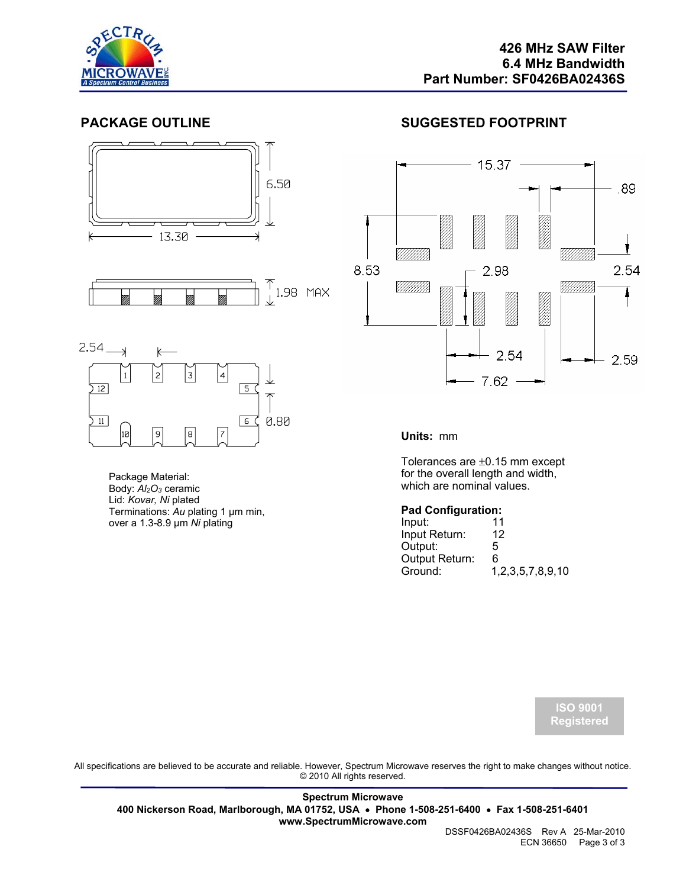# 426 MHz SAW Filter
# 6.4 MHz Bandwidth
# Part Number: SF0426BA02436S

## PACKAGE OUTLINE

6.50

13.30

1.98 MAX

2.54

0.80

1 2 3 4 5 6 7 8 9 10 11 12

Package Material:
Body: $Al_2O_3$ ceramic
Lid: *Kovar, Ni* plated
Terminations: *Au* plating 1 µm min, over a 1.3-8.9 µm *Ni* plating

## SUGGESTED FOOTPRINT

15.37

.89

8.53

2.98

2.54

2.54

2.59

7.62

**Units:** mm

Tolerances are ±0.15 mm except for the overall length and width, which are nominal values.

**Pad Configuration:**

| | |
|---|---|
| Input: | 11 |
| Input Return: | 12 |
| Output: | 5 |
| Output Return: | 6 |
| Ground: | 1,2,3,5,7,8,9,10 |

ISO 9001 Registered

All specifications are believed to be accurate and reliable. However, Spectrum Microwave reserves the right to make changes without notice.
© 2010 All rights reserved.

**Spectrum Microwave**
**400 Nickerson Road, Marlborough, MA 01752, USA • Phone 1-508-251-6400 • Fax 1-508-251-6401**
**www.SpectrumMicrowave.com**

DSSF0426BA02436S Rev A 25-Mar-2010
ECN 36650